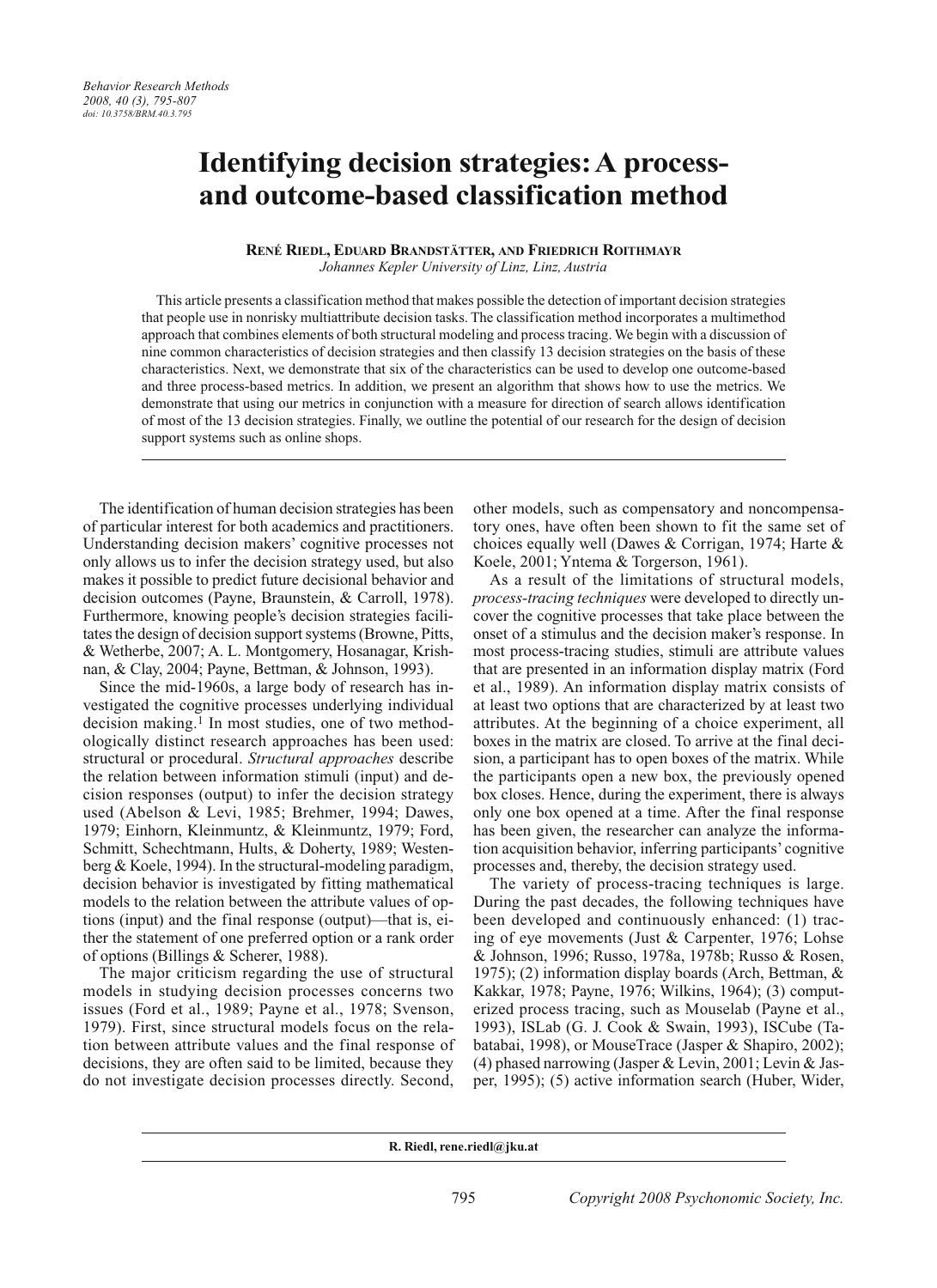# Identifying decision strategies: A process- and outcome-based classification method

**René Riedl, Eduard Brandstätter, and Friedrich Roithmayr**
*Johannes Kepler University of Linz, Linz, Austria*

This article presents a classification method that makes possible the detection of important decision strategies that people use in nonrisky multiattribute decision tasks. The classification method incorporates a multimethod approach that combines elements of both structural modeling and process tracing. We begin with a discussion of nine common characteristics of decision strategies and then classify 13 decision strategies on the basis of these characteristics. Next, we demonstrate that six of the characteristics can be used to develop one outcome-based and three process-based metrics. In addition, we present an algorithm that shows how to use the metrics. We demonstrate that using our metrics in conjunction with a measure for direction of search allows identification of most of the 13 decision strategies. Finally, we outline the potential of our research for the design of decision support systems such as online shops.

The identification of human decision strategies has been of particular interest for both academics and practitioners. Understanding decision makers' cognitive processes not only allows us to infer the decision strategy used, but also makes it possible to predict future decisional behavior and decision outcomes (Payne, Braunstein, & Carroll, 1978). Furthermore, knowing people's decision strategies facilitates the design of decision support systems (Browne, Pitts, & Wetherbe, 2007; A. L. Montgomery, Hosanagar, Krishnan, & Clay, 2004; Payne, Bettman, & Johnson, 1993).

Since the mid-1960s, a large body of research has investigated the cognitive processes underlying individual decision making.[1] In most studies, one of two methodologically distinct research approaches has been used: structural or procedural. *Structural approaches* describe the relation between information stimuli (input) and decision responses (output) to infer the decision strategy used (Abelson & Levi, 1985; Brehmer, 1994; Dawes, 1979; Einhorn, Kleinmuntz, & Kleinmuntz, 1979; Ford, Schmitt, Schechtmann, Hults, & Doherty, 1989; Westenberg & Koele, 1994). In the structural-modeling paradigm, decision behavior is investigated by fitting mathematical models to the relation between the attribute values of options (input) and the final response (output)—that is, either the statement of one preferred option or a rank order of options (Billings & Scherer, 1988).

The major criticism regarding the use of structural models in studying decision processes concerns two issues (Ford et al., 1989; Payne et al., 1978; Svenson, 1979). First, since structural models focus on the relation between attribute values and the final response of decisions, they are often said to be limited, because they do not investigate decision processes directly. Second, other models, such as compensatory and noncompensatory ones, have often been shown to fit the same set of choices equally well (Dawes & Corrigan, 1974; Harte & Koele, 2001; Yntema & Torgerson, 1961).

As a result of the limitations of structural models, *process-tracing techniques* were developed to directly uncover the cognitive processes that take place between the onset of a stimulus and the decision maker's response. In most process-tracing studies, stimuli are attribute values that are presented in an information display matrix (Ford et al., 1989). An information display matrix consists of at least two options that are characterized by at least two attributes. At the beginning of a choice experiment, all boxes in the matrix are closed. To arrive at the final decision, a participant has to open boxes of the matrix. While the participants open a new box, the previously opened box closes. Hence, during the experiment, there is always only one box opened at a time. After the final response has been given, the researcher can analyze the information acquisition behavior, inferring participants' cognitive processes and, thereby, the decision strategy used.

The variety of process-tracing techniques is large. During the past decades, the following techniques have been developed and continuously enhanced: (1) tracing of eye movements (Just & Carpenter, 1976; Lohse & Johnson, 1996; Russo, 1978a, 1978b; Russo & Rosen, 1975); (2) information display boards (Arch, Bettman, & Kakkar, 1978; Payne, 1976; Wilkins, 1964); (3) computerized process tracing, such as Mouselab (Payne et al., 1993), ISLab (G. J. Cook & Swain, 1993), ISCube (Tabatabai, 1998), or MouseTrace (Jasper & Shapiro, 2002); (4) phased narrowing (Jasper & Levin, 2001; Levin & Jasper, 1995); (5) active information search (Huber, Wider,

R. Riedl, rene.riedl@jku.at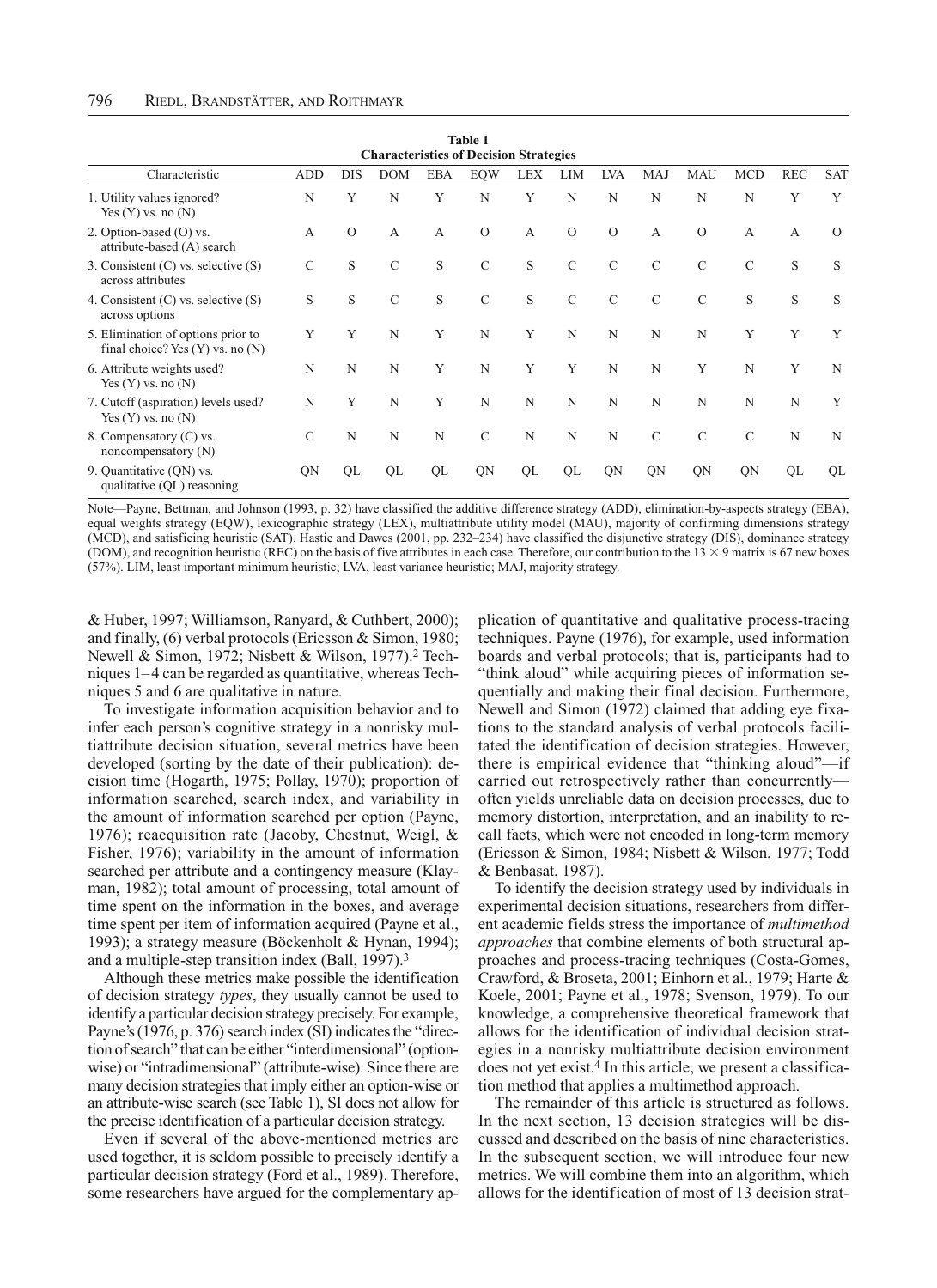**Table 1**
**Characteristics of Decision Strategies**

| Characteristic | ADD | DIS | DOM | EBA | EQW | LEX | LIM | LVA | MAJ | MAU | MCD | REC | SAT |
|---|---|---|---|---|---|---|---|---|---|---|---|---|---|
| 1. Utility values ignored? Yes (Y) vs. no (N) | N | Y | N | Y | N | Y | N | N | N | N | N | Y | Y |
| 2. Option-based (O) vs. attribute-based (A) search | A | O | A | A | O | A | O | O | A | O | A | A | O |
| 3. Consistent (C) vs. selective (S) across attributes | C | S | C | S | C | S | C | C | C | C | C | S | S |
| 4. Consistent (C) vs. selective (S) across options | S | S | C | S | C | S | C | C | C | C | S | S | S |
| 5. Elimination of options prior to final choice? Yes (Y) vs. no (N) | Y | Y | N | Y | N | Y | N | N | N | N | Y | Y | Y |
| 6. Attribute weights used? Yes (Y) vs. no (N) | N | N | N | Y | N | Y | Y | N | N | Y | N | Y | N |
| 7. Cutoff (aspiration) levels used? Yes (Y) vs. no (N) | N | Y | N | Y | N | N | N | N | N | N | N | N | Y |
| 8. Compensatory (C) vs. noncompensatory (N) | C | N | N | N | C | N | N | N | C | C | C | N | N |
| 9. Quantitative (QN) vs. qualitative (QL) reasoning | QN | QL | QL | QL | QN | QL | QL | QN | QN | QN | QN | QL | QL |

Note—Payne, Bettman, and Johnson (1993, p. 32) have classified the additive difference strategy (ADD), elimination-by-aspects strategy (EBA), equal weights strategy (EQW), lexicographic strategy (LEX), multiattribute utility model (MAU), majority of confirming dimensions strategy (MCD), and satisficing heuristic (SAT). Hastie and Dawes (2001, pp. 232–234) have classified the disjunctive strategy (DIS), dominance strategy (DOM), and recognition heuristic (REC) on the basis of five attributes in each case. Therefore, our contribution to the 13 × 9 matrix is 67 new boxes (57%). LIM, least important minimum heuristic; LVA, least variance heuristic; MAJ, majority strategy.

& Huber, 1997; Williamson, Ranyard, & Cuthbert, 2000); and finally, (6) verbal protocols (Ericsson & Simon, 1980; Newell & Simon, 1972; Nisbett & Wilson, 1977).[2] Techniques 1–4 can be regarded as quantitative, whereas Techniques 5 and 6 are qualitative in nature.

To investigate information acquisition behavior and to infer each person's cognitive strategy in a nonrisky multiattribute decision situation, several metrics have been developed (sorting by the date of their publication): decision time (Hogarth, 1975; Pollay, 1970); proportion of information searched, search index, and variability in the amount of information searched per option (Payne, 1976); reacquisition rate (Jacoby, Chestnut, Weigl, & Fisher, 1976); variability in the amount of information searched per attribute and a contingency measure (Klayman, 1982); total amount of processing, total amount of time spent on the information in the boxes, and average time spent per item of information acquired (Payne et al., 1993); a strategy measure (Böckenholt & Hynan, 1994); and a multiple-step transition index (Ball, 1997).[3]

Although these metrics make possible the identification of decision strategy *types*, they usually cannot be used to identify a particular decision strategy precisely. For example, Payne's (1976, p. 376) search index (SI) indicates the "direction of search" that can be either "interdimensional" (option-wise) or "intradimensional" (attribute-wise). Since there are many decision strategies that imply either an option-wise or an attribute-wise search (see Table 1), SI does not allow for the precise identification of a particular decision strategy.

Even if several of the above-mentioned metrics are used together, it is seldom possible to precisely identify a particular decision strategy (Ford et al., 1989). Therefore, some researchers have argued for the complementary application of quantitative and qualitative process-tracing techniques. Payne (1976), for example, used information boards and verbal protocols; that is, participants had to "think aloud" while acquiring pieces of information sequentially and making their final decision. Furthermore, Newell and Simon (1972) claimed that adding eye fixations to the standard analysis of verbal protocols facilitated the identification of decision strategies. However, there is empirical evidence that "thinking aloud"—if carried out retrospectively rather than concurrently—often yields unreliable data on decision processes, due to memory distortion, interpretation, and an inability to recall facts, which were not encoded in long-term memory (Ericsson & Simon, 1984; Nisbett & Wilson, 1977; Todd & Benbasat, 1987).

To identify the decision strategy used by individuals in experimental decision situations, researchers from different academic fields stress the importance of *multimethod approaches* that combine elements of both structural approaches and process-tracing techniques (Costa-Gomes, Crawford, & Broseta, 2001; Einhorn et al., 1979; Harte & Koele, 2001; Payne et al., 1978; Svenson, 1979). To our knowledge, a comprehensive theoretical framework that allows for the identification of individual decision strategies in a nonrisky multiattribute decision environment does not yet exist.[4] In this article, we present a classification method that applies a multimethod approach.

The remainder of this article is structured as follows. In the next section, 13 decision strategies will be discussed and described on the basis of nine characteristics. In the subsequent section, we will introduce four new metrics. We will combine them into an algorithm, which allows for the identification of most of 13 decision strat-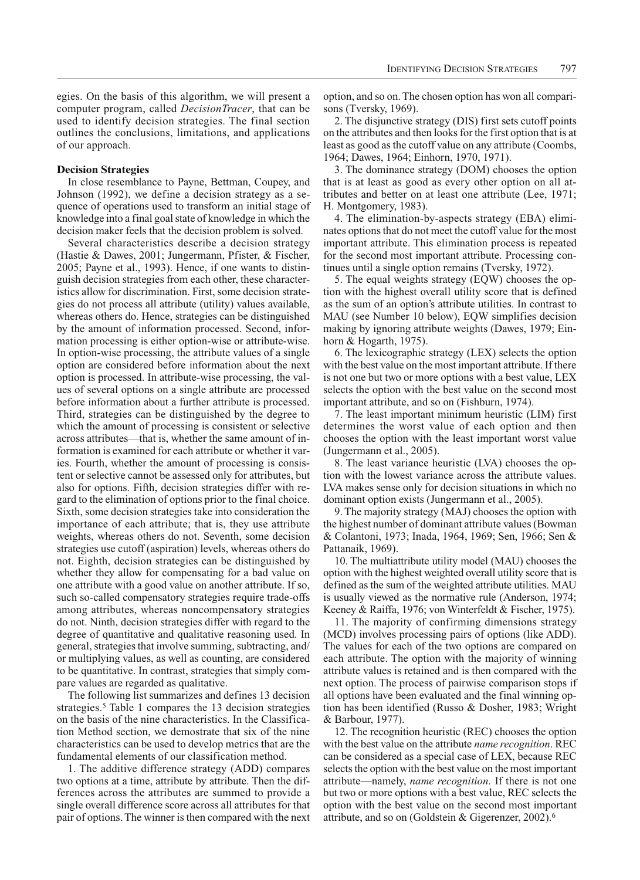egies. On the basis of this algorithm, we will present a computer program, called *DecisionTracer*, that can be used to identify decision strategies. The final section outlines the conclusions, limitations, and applications of our approach.

### Decision Strategies

In close resemblance to Payne, Bettman, Coupey, and Johnson (1992), we define a decision strategy as a sequence of operations used to transform an initial stage of knowledge into a final goal state of knowledge in which the decision maker feels that the decision problem is solved.

Several characteristics describe a decision strategy (Hastie & Dawes, 2001; Jungermann, Pfister, & Fischer, 2005; Payne et al., 1993). Hence, if one wants to distinguish decision strategies from each other, these characteristics allow for discrimination. First, some decision strategies do not process all attribute (utility) values available, whereas others do. Hence, strategies can be distinguished by the amount of information processed. Second, information processing is either option-wise or attribute-wise. In option-wise processing, the attribute values of a single option are considered before information about the next option is processed. In attribute-wise processing, the values of several options on a single attribute are processed before information about a further attribute is processed. Third, strategies can be distinguished by the degree to which the amount of processing is consistent or selective across attributes—that is, whether the same amount of information is examined for each attribute or whether it varies. Fourth, whether the amount of processing is consistent or selective cannot be assessed only for attributes, but also for options. Fifth, decision strategies differ with regard to the elimination of options prior to the final choice. Sixth, some decision strategies take into consideration the importance of each attribute; that is, they use attribute weights, whereas others do not. Seventh, some decision strategies use cutoff (aspiration) levels, whereas others do not. Eighth, decision strategies can be distinguished by whether they allow for compensating for a bad value on one attribute with a good value on another attribute. If so, such so-called compensatory strategies require trade-offs among attributes, whereas noncompensatory strategies do not. Ninth, decision strategies differ with regard to the degree of quantitative and qualitative reasoning used. In general, strategies that involve summing, subtracting, and/or multiplying values, as well as counting, are considered to be quantitative. In contrast, strategies that simply compare values are regarded as qualitative.

The following list summarizes and defines 13 decision strategies.[5] Table 1 compares the 13 decision strategies on the basis of the nine characteristics. In the Classification Method section, we demostrate that six of the nine characteristics can be used to develop metrics that are the fundamental elements of our classification method.

1. The additive difference strategy (ADD) compares two options at a time, attribute by attribute. Then the differences across the attributes are summed to provide a single overall difference score across all attributes for that pair of options. The winner is then compared with the next option, and so on. The chosen option has won all comparisons (Tversky, 1969).

2. The disjunctive strategy (DIS) first sets cutoff points on the attributes and then looks for the first option that is at least as good as the cutoff value on any attribute (Coombs, 1964; Dawes, 1964; Einhorn, 1970, 1971).

3. The dominance strategy (DOM) chooses the option that is at least as good as every other option on all attributes and better on at least one attribute (Lee, 1971; H. Montgomery, 1983).

4. The elimination-by-aspects strategy (EBA) eliminates options that do not meet the cutoff value for the most important attribute. This elimination process is repeated for the second most important attribute. Processing continues until a single option remains (Tversky, 1972).

5. The equal weights strategy (EQW) chooses the option with the highest overall utility score that is defined as the sum of an option's attribute utilities. In contrast to MAU (see Number 10 below), EQW simplifies decision making by ignoring attribute weights (Dawes, 1979; Einhorn & Hogarth, 1975).

6. The lexicographic strategy (LEX) selects the option with the best value on the most important attribute. If there is not one but two or more options with a best value, LEX selects the option with the best value on the second most important attribute, and so on (Fishburn, 1974).

7. The least important minimum heuristic (LIM) first determines the worst value of each option and then chooses the option with the least important worst value (Jungermann et al., 2005).

8. The least variance heuristic (LVA) chooses the option with the lowest variance across the attribute values. LVA makes sense only for decision situations in which no dominant option exists (Jungermann et al., 2005).

9. The majority strategy (MAJ) chooses the option with the highest number of dominant attribute values (Bowman & Colantoni, 1973; Inada, 1964, 1969; Sen, 1966; Sen & Pattanaik, 1969).

10. The multiattribute utility model (MAU) chooses the option with the highest weighted overall utility score that is defined as the sum of the weighted attribute utilities. MAU is usually viewed as the normative rule (Anderson, 1974; Keeney & Raiffa, 1976; von Winterfeldt & Fischer, 1975).

11. The majority of confirming dimensions strategy (MCD) involves processing pairs of options (like ADD). The values for each of the two options are compared on each attribute. The option with the majority of winning attribute values is retained and is then compared with the next option. The process of pairwise comparison stops if all options have been evaluated and the final winning option has been identified (Russo & Dosher, 1983; Wright & Barbour, 1977).

12. The recognition heuristic (REC) chooses the option with the best value on the attribute *name recognition*. REC can be considered as a special case of LEX, because REC selects the option with the best value on the most important attribute—namely, *name recognition*. If there is not one but two or more options with a best value, REC selects the option with the best value on the second most important attribute, and so on (Goldstein & Gigerenzer, 2002).[6]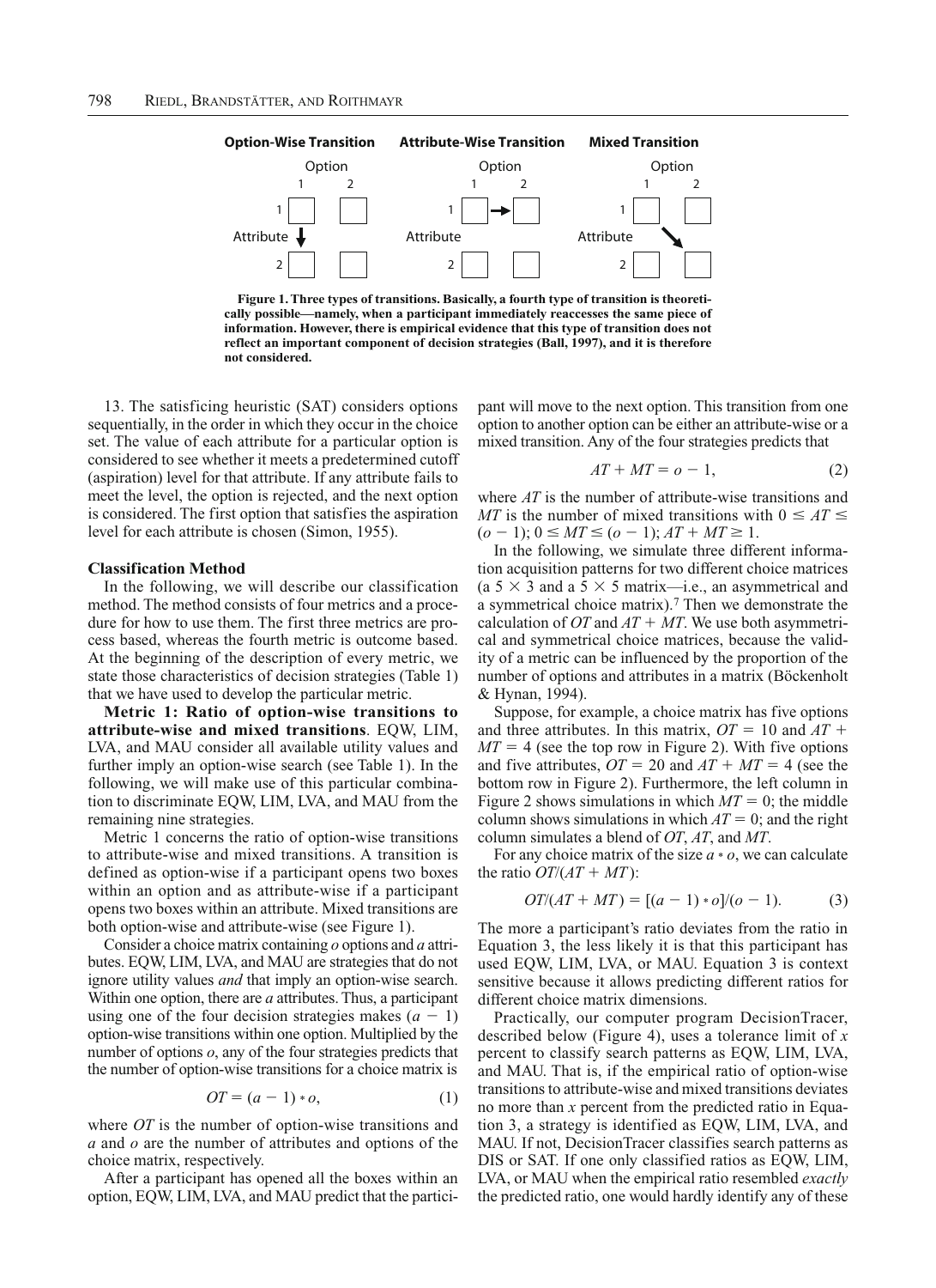Option-Wise Transition | Attribute-Wise Transition | Mixed Transition

**Figure 1. Three types of transitions. Basically, a fourth type of transition is theoretically possible—namely, when a participant immediately reaccesses the same piece of information. However, there is empirical evidence that this type of transition does not reflect an important component of decision strategies (Ball, 1997), and it is therefore not considered.**

13. The satisficing heuristic (SAT) considers options sequentially, in the order in which they occur in the choice set. The value of each attribute for a particular option is considered to see whether it meets a predetermined cutoff (aspiration) level for that attribute. If any attribute fails to meet the level, the option is rejected, and the next option is considered. The first option that satisfies the aspiration level for each attribute is chosen (Simon, 1955).

### Classification Method

In the following, we will describe our classification method. The method consists of four metrics and a procedure for how to use them. The first three metrics are process based, whereas the fourth metric is outcome based. At the beginning of the description of every metric, we state those characteristics of decision strategies (Table 1) that we have used to develop the particular metric.

**Metric 1: Ratio of option-wise transitions to attribute-wise and mixed transitions**. EQW, LIM, LVA, and MAU consider all available utility values and further imply an option-wise search (see Table 1). In the following, we will make use of this particular combination to discriminate EQW, LIM, LVA, and MAU from the remaining nine strategies.

Metric 1 concerns the ratio of option-wise transitions to attribute-wise and mixed transitions. A transition is defined as option-wise if a participant opens two boxes within an option and as attribute-wise if a participant opens two boxes within an attribute. Mixed transitions are both option-wise and attribute-wise (see Figure 1).

Consider a choice matrix containing $o$ options and $a$ attributes. EQW, LIM, LVA, and MAU are strategies that do not ignore utility values *and* that imply an option-wise search. Within one option, there are $a$ attributes. Thus, a participant using one of the four decision strategies makes $(a - 1)$ option-wise transitions within one option. Multiplied by the number of options $o$, any of the four strategies predicts that the number of option-wise transitions for a choice matrix is

$$OT = (a - 1) * o, \tag{1}$$

where $OT$ is the number of option-wise transitions and $a$ and $o$ are the number of attributes and options of the choice matrix, respectively.

After a participant has opened all the boxes within an option, EQW, LIM, LVA, and MAU predict that the participant will move to the next option. This transition from one option to another option can be either an attribute-wise or a mixed transition. Any of the four strategies predicts that

$$AT + MT = o - 1, \tag{2}$$

where $AT$ is the number of attribute-wise transitions and $MT$ is the number of mixed transitions with $0 \leq AT \leq (o - 1)$; $0 \leq MT \leq (o - 1)$; $AT + MT \geq 1$.

In the following, we simulate three different information acquisition patterns for two different choice matrices (a $5 \times 3$ and a $5 \times 5$ matrix—i.e., an asymmetrical and a symmetrical choice matrix).[7] Then we demonstrate the calculation of $OT$ and $AT + MT$. We use both asymmetrical and symmetrical choice matrices, because the validity of a metric can be influenced by the proportion of the number of options and attributes in a matrix (Böckenholt & Hynan, 1994).

Suppose, for example, a choice matrix has five options and three attributes. In this matrix, $OT = 10$ and $AT + MT = 4$ (see the top row in Figure 2). With five options and five attributes, $OT = 20$ and $AT + MT = 4$ (see the bottom row in Figure 2). Furthermore, the left column in Figure 2 shows simulations in which $MT = 0$; the middle column shows simulations in which $AT = 0$; and the right column simulates a blend of $OT$, $AT$, and $MT$.

For any choice matrix of the size $a * o$, we can calculate the ratio $OT/(AT + MT)$:

$$OT/(AT + MT) = [(a - 1) * o]/(o - 1). \tag{3}$$

The more a participant's ratio deviates from the ratio in Equation 3, the less likely it is that this participant has used EQW, LIM, LVA, or MAU. Equation 3 is context sensitive because it allows predicting different ratios for different choice matrix dimensions.

Practically, our computer program DecisionTracer, described below (Figure 4), uses a tolerance limit of $x$ percent to classify search patterns as EQW, LIM, LVA, and MAU. That is, if the empirical ratio of option-wise transitions to attribute-wise and mixed transitions deviates no more than $x$ percent from the predicted ratio in Equation 3, a strategy is identified as EQW, LIM, LVA, and MAU. If not, DecisionTracer classifies search patterns as DIS or SAT. If one only classified ratios as EQW, LIM, LVA, or MAU when the empirical ratio resembled *exactly* the predicted ratio, one would hardly identify any of these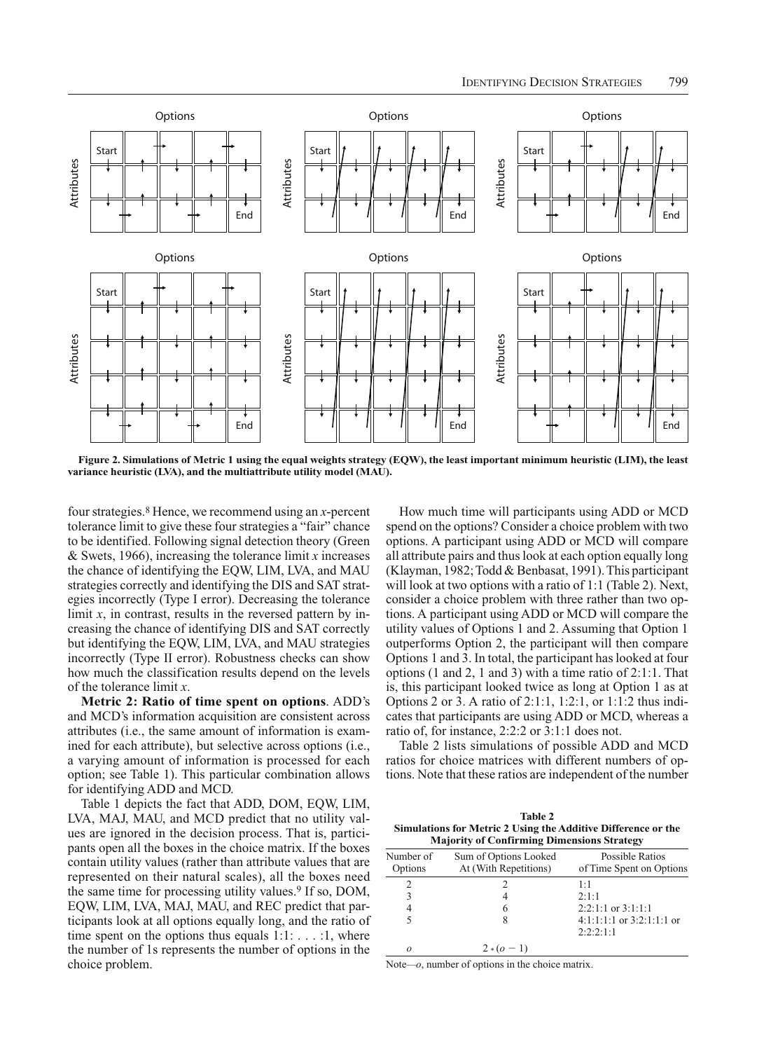**Figure 2. Simulations of Metric 1 using the equal weights strategy (EQW), the least important minimum heuristic (LIM), the least variance heuristic (LVA), and the multiattribute utility model (MAU).**

four strategies.[8] Hence, we recommend using an $x$-percent tolerance limit to give these four strategies a "fair" chance to be identified. Following signal detection theory (Green & Swets, 1966), increasing the tolerance limit $x$ increases the chance of identifying the EQW, LIM, LVA, and MAU strategies correctly and identifying the DIS and SAT strategies incorrectly (Type I error). Decreasing the tolerance limit $x$, in contrast, results in the reversed pattern by increasing the chance of identifying DIS and SAT correctly but identifying the EQW, LIM, LVA, and MAU strategies incorrectly (Type II error). Robustness checks can show how much the classification results depend on the levels of the tolerance limit $x$.

**Metric 2: Ratio of time spent on options**. ADD's and MCD's information acquisition are consistent across attributes (i.e., the same amount of information is examined for each attribute), but selective across options (i.e., a varying amount of information is processed for each option; see Table 1). This particular combination allows for identifying ADD and MCD.

Table 1 depicts the fact that ADD, DOM, EQW, LIM, LVA, MAJ, MAU, and MCD predict that no utility values are ignored in the decision process. That is, participants open all the boxes in the choice matrix. If the boxes contain utility values (rather than attribute values that are represented on their natural scales), all the boxes need the same time for processing utility values.[9] If so, DOM, EQW, LIM, LVA, MAJ, MAU, and REC predict that participants look at all options equally long, and the ratio of time spent on the options thus equals 1:1: . . . :1, where the number of 1s represents the number of options in the choice problem.

How much time will participants using ADD or MCD spend on the options? Consider a choice problem with two options. A participant using ADD or MCD will compare all attribute pairs and thus look at each option equally long (Klayman, 1982; Todd & Benbasat, 1991). This participant will look at two options with a ratio of 1:1 (Table 2). Next, consider a choice problem with three rather than two options. A participant using ADD or MCD will compare the utility values of Options 1 and 2. Assuming that Option 1 outperforms Option 2, the participant will then compare Options 1 and 3. In total, the participant has looked at four options (1 and 2, 1 and 3) with a time ratio of 2:1:1. That is, this participant looked twice as long at Option 1 as at Options 2 or 3. A ratio of 2:1:1, 1:2:1, or 1:1:2 thus indicates that participants are using ADD or MCD, whereas a ratio of, for instance, 2:2:2 or 3:1:1 does not.

Table 2 lists simulations of possible ADD and MCD ratios for choice matrices with different numbers of options. Note that these ratios are independent of the number

**Table 2**
**Simulations for Metric 2 Using the Additive Difference or the Majority of Confirming Dimensions Strategy**

| Number of Options | Sum of Options Looked At (With Repetitions) | Possible Ratios of Time Spent on Options |
|---|---|---|
| 2 | 2 | 1:1 |
| 3 | 4 | 2:1:1 |
| 4 | 6 | 2:2:1:1 or 3:1:1:1 |
| 5 | 8 | 4:1:1:1:1 or 3:2:1:1:1 or 2:2:2:1:1 |
| $o$ | $2 * (o - 1)$ | |

Note—$o$, number of options in the choice matrix.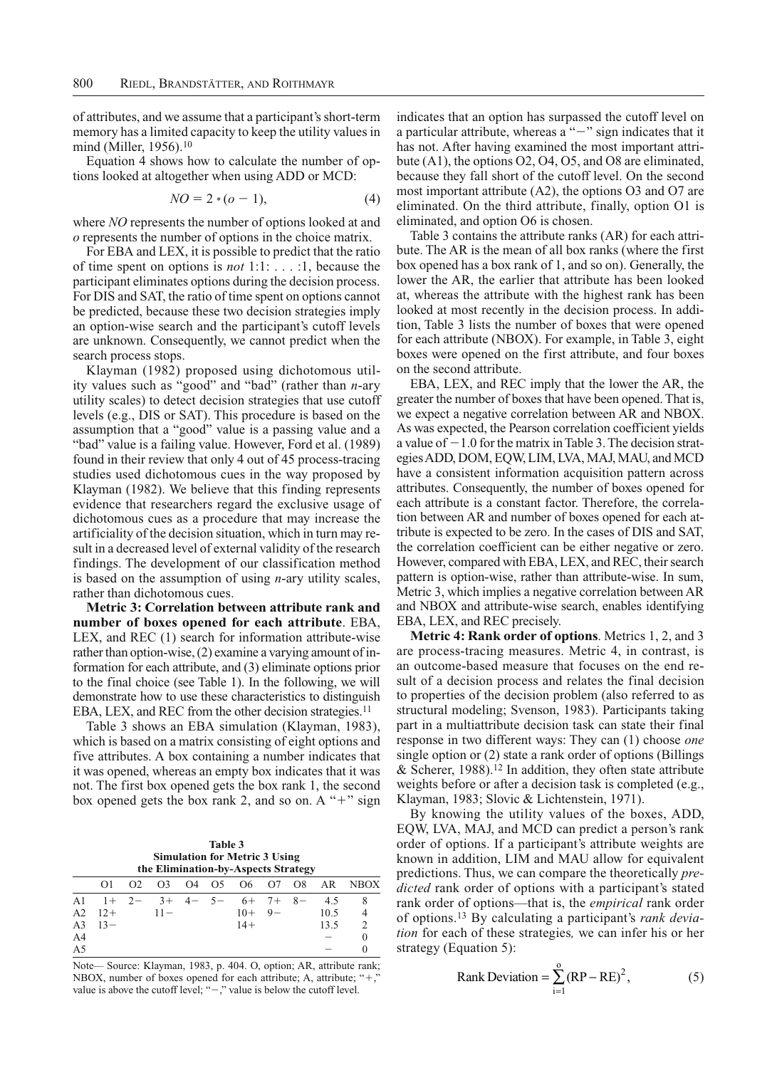of attributes, and we assume that a participant's short-term memory has a limited capacity to keep the utility values in mind (Miller, 1956).[10]

Equation 4 shows how to calculate the number of options looked at altogether when using ADD or MCD:

$$NO = 2 * (o - 1), \tag{4}$$

where *NO* represents the number of options looked at and *o* represents the number of options in the choice matrix.

For EBA and LEX, it is possible to predict that the ratio of time spent on options is *not* 1:1: . . . :1, because the participant eliminates options during the decision process. For DIS and SAT, the ratio of time spent on options cannot be predicted, because these two decision strategies imply an option-wise search and the participant's cutoff levels are unknown. Consequently, we cannot predict when the search process stops.

Klayman (1982) proposed using dichotomous utility values such as "good" and "bad" (rather than *n*-ary utility scales) to detect decision strategies that use cutoff levels (e.g., DIS or SAT). This procedure is based on the assumption that a "good" value is a passing value and a "bad" value is a failing value. However, Ford et al. (1989) found in their review that only 4 out of 45 process-tracing studies used dichotomous cues in the way proposed by Klayman (1982). We believe that this finding represents evidence that researchers regard the exclusive usage of dichotomous cues as a procedure that may increase the artificiality of the decision situation, which in turn may result in a decreased level of external validity of the research findings. The development of our classification method is based on the assumption of using *n*-ary utility scales, rather than dichotomous cues.

**Metric 3: Correlation between attribute rank and number of boxes opened for each attribute**. EBA, LEX, and REC (1) search for information attribute-wise rather than option-wise, (2) examine a varying amount of information for each attribute, and (3) eliminate options prior to the final choice (see Table 1). In the following, we will demonstrate how to use these characteristics to distinguish EBA, LEX, and REC from the other decision strategies.[11]

Table 3 shows an EBA simulation (Klayman, 1983), which is based on a matrix consisting of eight options and five attributes. A box containing a number indicates that it was opened, whereas an empty box indicates that it was not. The first box opened gets the box rank 1, the second box opened gets the box rank 2, and so on. A "+" sign indicates that an option has surpassed the cutoff level on a particular attribute, whereas a "−" sign indicates that it has not. After having examined the most important attribute (A1), the options O2, O4, O5, and O8 are eliminated, because they fall short of the cutoff level. On the second most important attribute (A2), the options O3 and O7 are eliminated. On the third attribute, finally, option O1 is eliminated, and option O6 is chosen.

**Table 3**
**Simulation for Metric 3 Using the Elimination-by-Aspects Strategy**

| | O1 | O2 | O3 | O4 | O5 | O6 | O7 | O8 | AR | NBOX |
|---|---|---|---|---|---|---|---|---|---|---|
| A1 | 1+ | 2− | 3+ | 4− | 5− | 6+ | 7+ | 8− | 4.5 | 8 |
| A2 | 12+ | | 11− | | | 10+ | 9− | | 10.5 | 4 |
| A3 | 13− | | | | | 14+ | | | 13.5 | 2 |
| A4 | | | | | | | | | – | 0 |
| A5 | | | | | | | | | – | 0 |

Note— Source: Klayman, 1983, p. 404. O, option; AR, attribute rank; NBOX, number of boxes opened for each attribute; A, attribute; "+," value is above the cutoff level; "−," value is below the cutoff level.

Table 3 contains the attribute ranks (AR) for each attribute. The AR is the mean of all box ranks (where the first box opened has a box rank of 1, and so on). Generally, the lower the AR, the earlier that attribute has been looked at, whereas the attribute with the highest rank has been looked at most recently in the decision process. In addition, Table 3 lists the number of boxes that were opened for each attribute (NBOX). For example, in Table 3, eight boxes were opened on the first attribute, and four boxes on the second attribute.

EBA, LEX, and REC imply that the lower the AR, the greater the number of boxes that have been opened. That is, we expect a negative correlation between AR and NBOX. As was expected, the Pearson correlation coefficient yields a value of −1.0 for the matrix in Table 3. The decision strategies ADD, DOM, EQW, LIM, LVA, MAJ, MAU, and MCD have a consistent information acquisition pattern across attributes. Consequently, the number of boxes opened for each attribute is a constant factor. Therefore, the correlation between AR and number of boxes opened for each attribute is expected to be zero. In the cases of DIS and SAT, the correlation coefficient can be either negative or zero. However, compared with EBA, LEX, and REC, their search pattern is option-wise, rather than attribute-wise. In sum, Metric 3, which implies a negative correlation between AR and NBOX and attribute-wise search, enables identifying EBA, LEX, and REC precisely.

**Metric 4: Rank order of options**. Metrics 1, 2, and 3 are process-tracing measures. Metric 4, in contrast, is an outcome-based measure that focuses on the end result of a decision process and relates the final decision to properties of the decision problem (also referred to as structural modeling; Svenson, 1983). Participants taking part in a multiattribute decision task can state their final response in two different ways: They can (1) choose *one* single option or (2) state a rank order of options (Billings & Scherer, 1988).[12] In addition, they often state attribute weights before or after a decision task is completed (e.g., Klayman, 1983; Slovic & Lichtenstein, 1971).

By knowing the utility values of the boxes, ADD, EQW, LVA, MAJ, and MCD can predict a person's rank order of options. If a participant's attribute weights are known in addition, LIM and MAU allow for equivalent predictions. Thus, we can compare the theoretically *predicted* rank order of options with a participant's stated rank order of options—that is, the *empirical* rank order of options.[13] By calculating a participant's *rank deviation* for each of these strategies*,* we can infer his or her strategy (Equation 5):

$$\text{Rank Deviation} = \sum_{i=1}^{o} (\text{RP} - \text{RE})^2, \tag{5}$$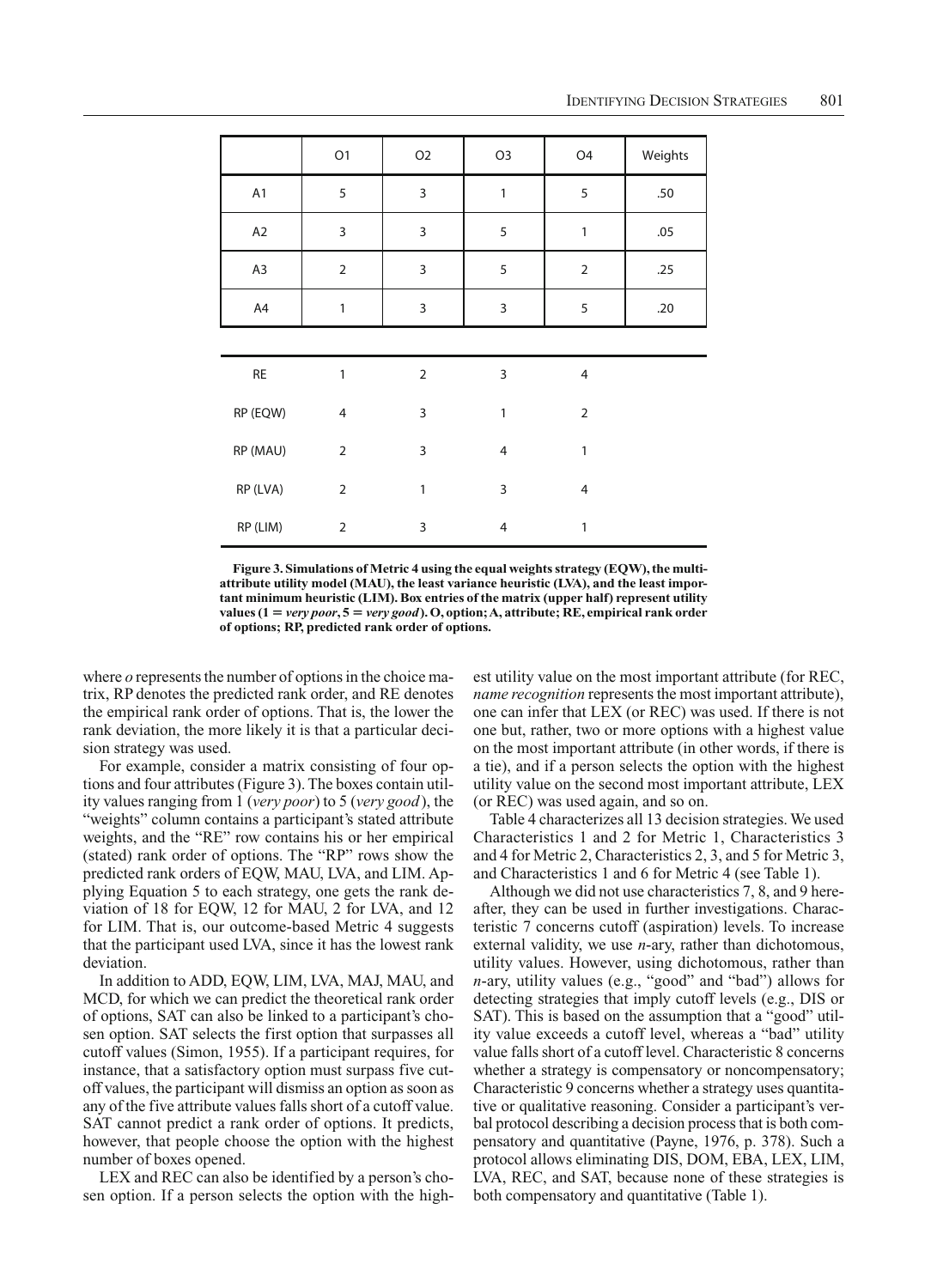|  | O1 | O2 | O3 | O4 | Weights |
|---|---|---|---|---|---|
| A1 | 5 | 3 | 1 | 5 | .50 |
| A2 | 3 | 3 | 5 | 1 | .05 |
| A3 | 2 | 3 | 5 | 2 | .25 |
| A4 | 1 | 3 | 3 | 5 | .20 |
| RE | 1 | 2 | 3 | 4 |  |
| RP (EQW) | 4 | 3 | 1 | 2 |  |
| RP (MAU) | 2 | 3 | 4 | 1 |  |
| RP (LVA) | 2 | 1 | 3 | 4 |  |
| RP (LIM) | 2 | 3 | 4 | 1 |  |

**Figure 3. Simulations of Metric 4 using the equal weights strategy (EQW), the multi-attribute utility model (MAU), the least variance heuristic (LVA), and the least important minimum heuristic (LIM). Box entries of the matrix (upper half) represent utility values (1 = *very poor*, 5 = *very good*). O, option; A, attribute; RE, empirical rank order of options; RP, predicted rank order of options.**

where *o* represents the number of options in the choice matrix, RP denotes the predicted rank order, and RE denotes the empirical rank order of options. That is, the lower the rank deviation, the more likely it is that a particular decision strategy was used.

For example, consider a matrix consisting of four options and four attributes (Figure 3). The boxes contain utility values ranging from 1 (*very poor*) to 5 (*very good*), the "weights" column contains a participant's stated attribute weights, and the "RE" row contains his or her empirical (stated) rank order of options. The "RP" rows show the predicted rank orders of EQW, MAU, LVA, and LIM. Applying Equation 5 to each strategy, one gets the rank deviation of 18 for EQW, 12 for MAU, 2 for LVA, and 12 for LIM. That is, our outcome-based Metric 4 suggests that the participant used LVA, since it has the lowest rank deviation.

In addition to ADD, EQW, LIM, LVA, MAJ, MAU, and MCD, for which we can predict the theoretical rank order of options, SAT can also be linked to a participant's chosen option. SAT selects the first option that surpasses all cutoff values (Simon, 1955). If a participant requires, for instance, that a satisfactory option must surpass five cutoff values, the participant will dismiss an option as soon as any of the five attribute values falls short of a cutoff value. SAT cannot predict a rank order of options. It predicts, however, that people choose the option with the highest number of boxes opened.

LEX and REC can also be identified by a person's chosen option. If a person selects the option with the highest utility value on the most important attribute (for REC, *name recognition* represents the most important attribute), one can infer that LEX (or REC) was used. If there is not one but, rather, two or more options with a highest value on the most important attribute (in other words, if there is a tie), and if a person selects the option with the highest utility value on the second most important attribute, LEX (or REC) was used again, and so on.

Table 4 characterizes all 13 decision strategies. We used Characteristics 1 and 2 for Metric 1, Characteristics 3 and 4 for Metric 2, Characteristics 2, 3, and 5 for Metric 3, and Characteristics 1 and 6 for Metric 4 (see Table 1).

Although we did not use characteristics 7, 8, and 9 hereafter, they can be used in further investigations. Characteristic 7 concerns cutoff (aspiration) levels. To increase external validity, we use *n*-ary, rather than dichotomous, utility values. However, using dichotomous, rather than *n*-ary, utility values (e.g., "good" and "bad") allows for detecting strategies that imply cutoff levels (e.g., DIS or SAT). This is based on the assumption that a "good" utility value exceeds a cutoff level, whereas a "bad" utility value falls short of a cutoff level. Characteristic 8 concerns whether a strategy is compensatory or noncompensatory; Characteristic 9 concerns whether a strategy uses quantitative or qualitative reasoning. Consider a participant's verbal protocol describing a decision process that is both compensatory and quantitative (Payne, 1976, p. 378). Such a protocol allows eliminating DIS, DOM, EBA, LEX, LIM, LVA, REC, and SAT, because none of these strategies is both compensatory and quantitative (Table 1).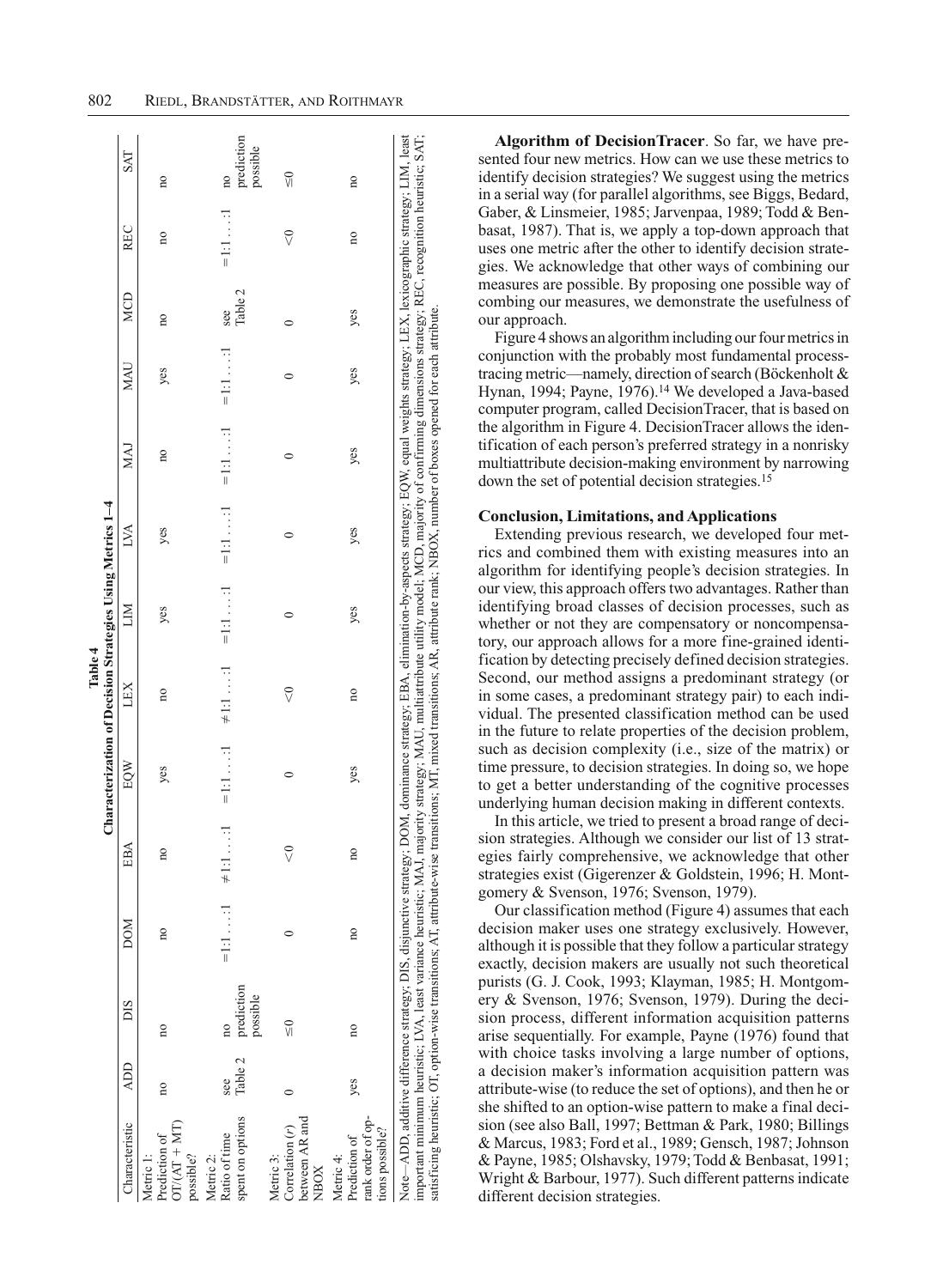**Table 4**
**Characterization of Decision Strategies Using Metrics 1–4**

| Characteristic | ADD | DIS | DOM | EBA | EQW | LEX | LIM | LVA | MAJ | MAU | MCD | REC | SAT |
|---|---|---|---|---|---|---|---|---|---|---|---|---|---|
| Metric 1: Prediction of OT/(AT + MT) possible? | no | no | no | no | yes | no | yes | yes | no | yes | no | no | no |
| Metric 2: Ratio of time spent on options | see Table 2 | no prediction possible | =1:1 . . . :1 | ≠1:1 . . . :1 | =1:1 . . . :1 | ≠1:1 . . . :1 | =1:1 . . . :1 | =1:1 . . . :1 | =1:1 . . . :1 | =1:1 . . . :1 | see Table 2 | =1:1 . . . :1 | no prediction possible |
| Metric 3: Correlation ($r$) between AR and NBOX | 0 | ≤0 | 0 | <0 | 0 | <0 | 0 | 0 | 0 | 0 | 0 | <0 | ≤0 |
| Metric 4: Prediction of rank order of options possible? | yes | no | no | no | yes | no | yes | yes | yes | yes | yes | no | no |

Note—ADD, additive difference strategy; DIS, disjunctive strategy; DOM, dominance strategy; EBA, elimination-by-aspects strategy; EQW, equal weights strategy; LEX, lexicographic strategy; LIM, least important minimum heuristic; LVA, least variance heuristic; MAJ, majority strategy; MAU, multiattribute utility model; MCD, majority of confirming dimensions strategy; REC, recognition heuristic; SAT, satisficing heuristic; OT, option-wise transitions; AT, attribute-wise transitions; MT, mixed transitions; AR, attribute rank; NBOX, number of boxes opened for each attribute.

**Algorithm of DecisionTracer**. So far, we have presented four new metrics. How can we use these metrics to identify decision strategies? We suggest using the metrics in a serial way (for parallel algorithms, see Biggs, Bedard, Gaber, & Linsmeier, 1985; Jarvenpaa, 1989; Todd & Benbasat, 1987). That is, we apply a top-down approach that uses one metric after the other to identify decision strategies. We acknowledge that other ways of combining our measures are possible. By proposing one possible way of combing our measures, we demonstrate the usefulness of our approach.

Figure 4 shows an algorithm including our four metrics in conjunction with the probably most fundamental process-tracing metric—namely, direction of search (Böckenholt & Hynan, 1994; Payne, 1976).[14] We developed a Java-based computer program, called DecisionTracer, that is based on the algorithm in Figure 4. DecisionTracer allows the identification of each person's preferred strategy in a nonrisky multiattribute decision-making environment by narrowing down the set of potential decision strategies.[15]

## Conclusion, Limitations, and Applications

Extending previous research, we developed four metrics and combined them with existing measures into an algorithm for identifying people's decision strategies. In our view, this approach offers two advantages. Rather than identifying broad classes of decision processes, such as whether or not they are compensatory or noncompensatory, our approach allows for a more fine-grained identification by detecting precisely defined decision strategies. Second, our method assigns a predominant strategy (or in some cases, a predominant strategy pair) to each individual. The presented classification method can be used in the future to relate properties of the decision problem, such as decision complexity (i.e., size of the matrix) or time pressure, to decision strategies. In doing so, we hope to get a better understanding of the cognitive processes underlying human decision making in different contexts.

In this article, we tried to present a broad range of decision strategies. Although we consider our list of 13 strategies fairly comprehensive, we acknowledge that other strategies exist (Gigerenzer & Goldstein, 1996; H. Montgomery & Svenson, 1976; Svenson, 1979).

Our classification method (Figure 4) assumes that each decision maker uses one strategy exclusively. However, although it is possible that they follow a particular strategy exactly, decision makers are usually not such theoretical purists (G. J. Cook, 1993; Klayman, 1985; H. Montgomery & Svenson, 1976; Svenson, 1979). During the decision process, different information acquisition patterns arise sequentially. For example, Payne (1976) found that with choice tasks involving a large number of options, a decision maker's information acquisition pattern was attribute-wise (to reduce the set of options), and then he or she shifted to an option-wise pattern to make a final decision (see also Ball, 1997; Bettman & Park, 1980; Billings & Marcus, 1983; Ford et al., 1989; Gensch, 1987; Johnson & Payne, 1985; Olshavsky, 1979; Todd & Benbasat, 1991; Wright & Barbour, 1977). Such different patterns indicate different decision strategies.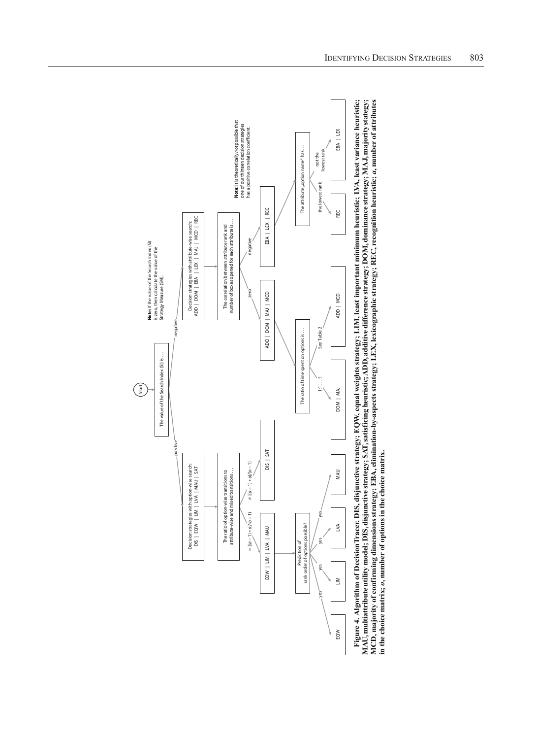- **Start**
- The value of the Search Index (SI) is …
  - **positive** → Decision strategies with option-wise search: DIS | EQW | LIM | LVA | MAU | SAT
    - The ratio of option-wise transitions to attribute-wise and mixed transitions …
      - $= [(a-1)*o]/(o-1)$ → EQW | LIM | LVA | MAU
        - Prediction of rank order of options possible?
          - yes → EQW
          - yes → LIM
          - yes → LVA
          - yes → MAU
      - $\neq [(a-1)*o]/(o-1)$ → DIS | SAT
  - **negative** → Decision strategies with attribute-wise search: ADD | DOM | EBA | LEX | MAJ | MCD | REC
    - **Note:** If the value of the Search Index (SI) is zero, then calculate the value of the Strategy Measure (SM).
    - The correlation between attribute rank and number of boxes opened for each attribute is …
      - **Note:** It is theoretically *not* possible that one of our thirteen decision strategies has a positive correlation coefficient.
      - zero → ADD | DOM | MAJ | MCD
        - The ratio of time spent on options is …
          - 1:1 …:1 → DOM | MAJ
          - See Table 2 → ADD | MCD
      - negative → EBA | LEX | REC
        - The attribute „option name" has …
          - the lowest rank → REC
          - not the lowest rank → EBA | LEX

**Figure 4. Algorithm of DecisionTracer. DIS, disjunctive strategy; EQW, equal weights strategy; LIM, least important minimum heuristic; LVA, least variance heuristic; MAU, multiattribute utility model; DIS, disjunctive strategy; SAT, satisficing heuristic; ADD, additive difference strategy; DOM, dominance strategy; MAJ, majority strategy; MCD, majority of confirming dimensions strategy; EBA, elimination-by-aspects strategy; LEX, lexicographic strategy; REC, recognition heuristic; *a*, number of attributes in the choice matrix; *o*, number of options in the choice matrix.**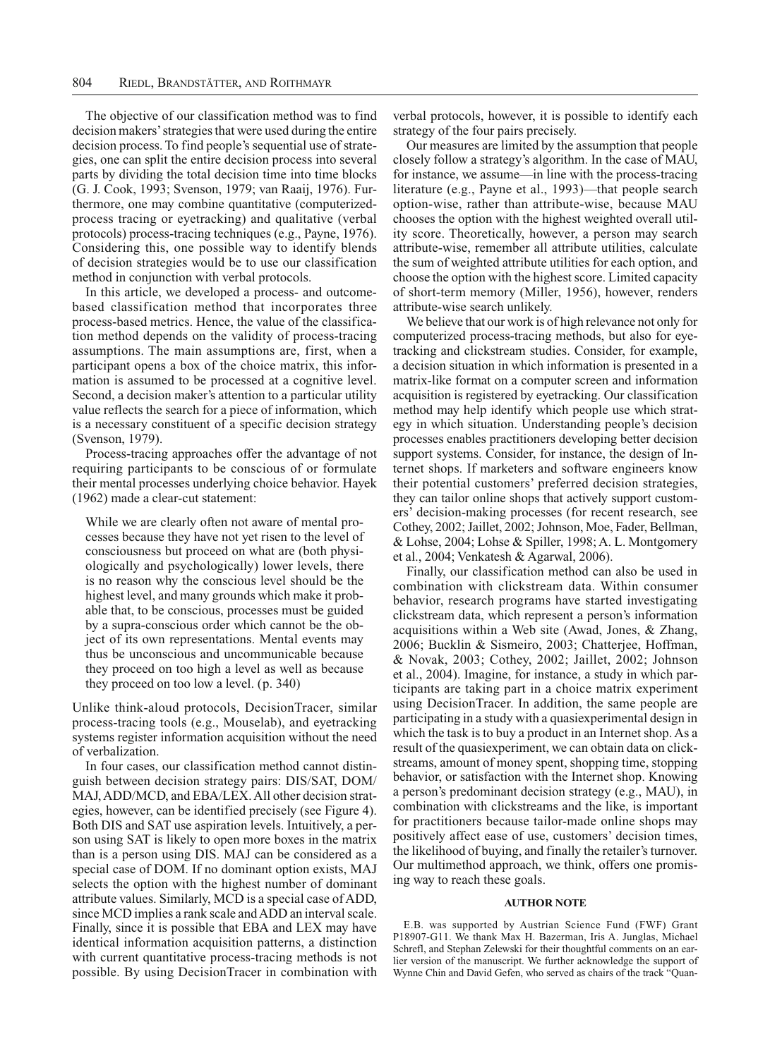The objective of our classification method was to find decision makers' strategies that were used during the entire decision process. To find people's sequential use of strategies, one can split the entire decision process into several parts by dividing the total decision time into time blocks (G. J. Cook, 1993; Svenson, 1979; van Raaij, 1976). Furthermore, one may combine quantitative (computerized-process tracing or eyetracking) and qualitative (verbal protocols) process-tracing techniques (e.g., Payne, 1976). Considering this, one possible way to identify blends of decision strategies would be to use our classification method in conjunction with verbal protocols.

In this article, we developed a process- and outcome-based classification method that incorporates three process-based metrics. Hence, the value of the classification method depends on the validity of process-tracing assumptions. The main assumptions are, first, when a participant opens a box of the choice matrix, this information is assumed to be processed at a cognitive level. Second, a decision maker's attention to a particular utility value reflects the search for a piece of information, which is a necessary constituent of a specific decision strategy (Svenson, 1979).

Process-tracing approaches offer the advantage of not requiring participants to be conscious of or formulate their mental processes underlying choice behavior. Hayek (1962) made a clear-cut statement:

> While we are clearly often not aware of mental processes because they have not yet risen to the level of consciousness but proceed on what are (both physiologically and psychologically) lower levels, there is no reason why the conscious level should be the highest level, and many grounds which make it probable that, to be conscious, processes must be guided by a supra-conscious order which cannot be the object of its own representations. Mental events may thus be unconscious and uncommunicable because they proceed on too high a level as well as because they proceed on too low a level. (p. 340)

Unlike think-aloud protocols, DecisionTracer, similar process-tracing tools (e.g., Mouselab), and eyetracking systems register information acquisition without the need of verbalization.

In four cases, our classification method cannot distinguish between decision strategy pairs: DIS/SAT, DOM/MAJ, ADD/MCD, and EBA/LEX. All other decision strategies, however, can be identified precisely (see Figure 4). Both DIS and SAT use aspiration levels. Intuitively, a person using SAT is likely to open more boxes in the matrix than is a person using DIS. MAJ can be considered as a special case of DOM. If no dominant option exists, MAJ selects the option with the highest number of dominant attribute values. Similarly, MCD is a special case of ADD, since MCD implies a rank scale and ADD an interval scale. Finally, since it is possible that EBA and LEX may have identical information acquisition patterns, a distinction with current quantitative process-tracing methods is not possible. By using DecisionTracer in combination with verbal protocols, however, it is possible to identify each strategy of the four pairs precisely.

Our measures are limited by the assumption that people closely follow a strategy's algorithm. In the case of MAU, for instance, we assume—in line with the process-tracing literature (e.g., Payne et al., 1993)—that people search option-wise, rather than attribute-wise, because MAU chooses the option with the highest weighted overall utility score. Theoretically, however, a person may search attribute-wise, remember all attribute utilities, calculate the sum of weighted attribute utilities for each option, and choose the option with the highest score. Limited capacity of short-term memory (Miller, 1956), however, renders attribute-wise search unlikely.

We believe that our work is of high relevance not only for computerized process-tracing methods, but also for eyetracking and clickstream studies. Consider, for example, a decision situation in which information is presented in a matrix-like format on a computer screen and information acquisition is registered by eyetracking. Our classification method may help identify which people use which strategy in which situation. Understanding people's decision processes enables practitioners developing better decision support systems. Consider, for instance, the design of Internet shops. If marketers and software engineers know their potential customers' preferred decision strategies, they can tailor online shops that actively support customers' decision-making processes (for recent research, see Cothey, 2002; Jaillet, 2002; Johnson, Moe, Fader, Bellman, & Lohse, 2004; Lohse & Spiller, 1998; A. L. Montgomery et al., 2004; Venkatesh & Agarwal, 2006).

Finally, our classification method can also be used in combination with clickstream data. Within consumer behavior, research programs have started investigating clickstream data, which represent a person's information acquisitions within a Web site (Awad, Jones, & Zhang, 2006; Bucklin & Sismeiro, 2003; Chatterjee, Hoffman, & Novak, 2003; Cothey, 2002; Jaillet, 2002; Johnson et al., 2004). Imagine, for instance, a study in which participants are taking part in a choice matrix experiment using DecisionTracer. In addition, the same people are participating in a study with a quasiexperimental design in which the task is to buy a product in an Internet shop. As a result of the quasiexperiment, we can obtain data on clickstreams, amount of money spent, shopping time, stopping behavior, or satisfaction with the Internet shop. Knowing a person's predominant decision strategy (e.g., MAU), in combination with clickstreams and the like, is important for practitioners because tailor-made online shops may positively affect ease of use, customers' decision times, the likelihood of buying, and finally the retailer's turnover. Our multimethod approach, we think, offers one promising way to reach these goals.

#### AUTHOR NOTE

E.B. was supported by Austrian Science Fund (FWF) Grant P18907-G11. We thank Max H. Bazerman, Iris A. Junglas, Michael Schrefl, and Stephan Zelewski for their thoughtful comments on an earlier version of the manuscript. We further acknowledge the support of Wynne Chin and David Gefen, who served as chairs of the track "Quan-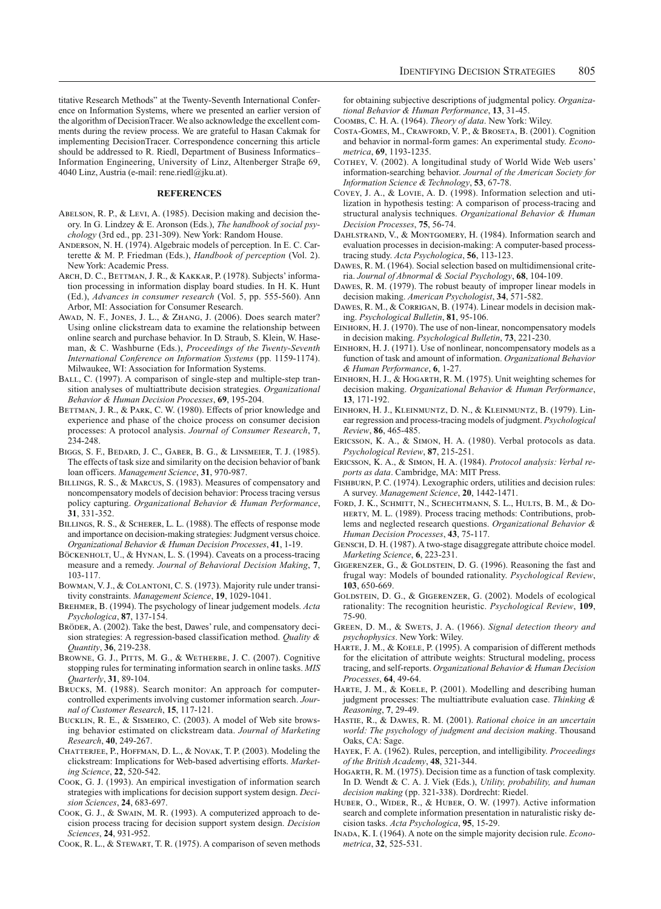titative Research Methods" at the Twenty-Seventh International Conference on Information Systems, where we presented an earlier version of the algorithm of DecisionTracer. We also acknowledge the excellent comments during the review process. We are grateful to Hasan Cakmak for implementing DecisionTracer. Correspondence concerning this article should be addressed to R. Riedl, Department of Business Informatics–Information Engineering, University of Linz, Altenberger Straβe 69, 4040 Linz, Austria (e-mail: rene.riedl@jku.at).

## REFERENCES

Abelson, R. P., & Levi, A. (1985). Decision making and decision theory. In G. Lindzey & E. Aronson (Eds.), *The handbook of social psychology* (3rd ed., pp. 231-309). New York: Random House.

Anderson, N. H. (1974). Algebraic models of perception. In E. C. Carterette & M. P. Friedman (Eds.), *Handbook of perception* (Vol. 2). New York: Academic Press.

Arch, D. C., Bettman, J. R., & Kakkar, P. (1978). Subjects' information processing in information display board studies. In H. K. Hunt (Ed.), *Advances in consumer research* (Vol. 5, pp. 555-560). Ann Arbor, MI: Association for Consumer Research.

Awad, N. F., Jones, J. L., & Zhang, J. (2006). Does search mater? Using online clickstream data to examine the relationship between online search and purchase behavior. In D. Straub, S. Klein, W. Haseman, & C. Washburne (Eds.), *Proceedings of the Twenty-Seventh International Conference on Information Systems* (pp. 1159-1174). Milwaukee, WI: Association for Information Systems.

Ball, C. (1997). A comparison of single-step and multiple-step transition analyses of multiattribute decision strategies. *Organizational Behavior & Human Decision Processes*, **69**, 195-204.

Bettman, J. R., & Park, C. W. (1980). Effects of prior knowledge and experience and phase of the choice process on consumer decision processes: A protocol analysis. *Journal of Consumer Research*, **7**, 234-248.

Biggs, S. F., Bedard, J. C., Gaber, B. G., & Linsmeier, T. J. (1985). The effects of task size and similarity on the decision behavior of bank loan officers. *Management Science*, **31**, 970-987.

Billings, R. S., & Marcus, S. (1983). Measures of compensatory and noncompensatory models of decision behavior: Process tracing versus policy capturing. *Organizational Behavior & Human Performance*, **31**, 331-352.

Billings, R. S., & Scherer, L. L. (1988). The effects of response mode and importance on decision-making strategies: Judgment versus choice. *Organizational Behavior & Human Decision Processes*, **41**, 1-19.

Böckenholt, U., & Hynan, L. S. (1994). Caveats on a process-tracing measure and a remedy. *Journal of Behavioral Decision Making*, **7**, 103-117.

Bowman, V. J., & Colantoni, C. S. (1973). Majority rule under transitivity constraints. *Management Science*, **19**, 1029-1041.

Brehmer, B. (1994). The psychology of linear judgement models. *Acta Psychologica*, **87**, 137-154.

Bröder, A. (2002). Take the best, Dawes' rule, and compensatory decision strategies: A regression-based classification method. *Quality & Quantity*, **36**, 219-238.

Browne, G. J., Pitts, M. G., & Wetherbe, J. C. (2007). Cognitive stopping rules for terminating information search in online tasks. *MIS Quarterly*, **31**, 89-104.

Brucks, M. (1988). Search monitor: An approach for computer-controlled experiments involving customer information search. *Journal of Customer Research*, **15**, 117-121.

Bucklin, R. E., & Sismeiro, C. (2003). A model of Web site browsing behavior estimated on clickstream data. *Journal of Marketing Research*, **40**, 249-267.

Chatterjee, P., Hoffman, D. L., & Novak, T. P. (2003). Modeling the clickstream: Implications for Web-based advertising efforts. *Marketing Science*, **22**, 520-542.

Cook, G. J. (1993). An empirical investigation of information search strategies with implications for decision support system design. *Decision Sciences*, **24**, 683-697.

Cook, G. J., & Swain, M. R. (1993). A computerized approach to decision process tracing for decision support system design. *Decision Sciences*, **24**, 931-952.

Cook, R. L., & Stewart, T. R. (1975). A comparison of seven methods for obtaining subjective descriptions of judgmental policy. *Organizational Behavior & Human Performance*, **13**, 31-45.

Coombs, C. H. A. (1964). *Theory of data*. New York: Wiley.

Costa-Gomes, M., Crawford, V. P., & Broseta, B. (2001). Cognition and behavior in normal-form games: An experimental study. *Econometrica*, **69**, 1193-1235.

Cothey, V. (2002). A longitudinal study of World Wide Web users' information-searching behavior. *Journal of the American Society for Information Science & Technology*, **53**, 67-78.

Covey, J. A., & Lovie, A. D. (1998). Information selection and utilization in hypothesis testing: A comparison of process-tracing and structural analysis techniques. *Organizational Behavior & Human Decision Processes*, **75**, 56-74.

Dahlstrand, V., & Montgomery, H. (1984). Information search and evaluation processes in decision-making: A computer-based process-tracing study. *Acta Psychologica*, **56**, 113-123.

Dawes, R. M. (1964). Social selection based on multidimensional criteria. *Journal of Abnormal & Social Psychology*, **68**, 104-109.

Dawes, R. M. (1979). The robust beauty of improper linear models in decision making. *American Psychologist*, **34**, 571-582.

Dawes, R. M., & Corrigan, B. (1974). Linear models in decision making. *Psychological Bulletin*, **81**, 95-106.

Einhorn, H. J. (1970). The use of non-linear, noncompensatory models in decision making. *Psychological Bulletin*, **73**, 221-230.

Einhorn, H. J. (1971). Use of nonlinear, noncompensatory models as a function of task and amount of information. *Organizational Behavior & Human Performance*, **6**, 1-27.

Einhorn, H. J., & Hogarth, R. M. (1975). Unit weighting schemes for decision making. *Organizational Behavior & Human Performance*, **13**, 171-192.

Einhorn, H. J., Kleinmuntz, D. N., & Kleinmuntz, B. (1979). Linear regression and process-tracing models of judgment. *Psychological Review*, **86**, 465-485.

Ericsson, K. A., & Simon, H. A. (1980). Verbal protocols as data. *Psychological Review*, **87**, 215-251.

Ericsson, K. A., & Simon, H. A. (1984). *Protocol analysis: Verbal reports as data*. Cambridge, MA: MIT Press.

Fishburn, P. C. (1974). Lexographic orders, utilities and decision rules: A survey. *Management Science*, **20**, 1442-1471.

Ford, J. K., Schmitt, N., Schechtmann, S. L., Hults, B. M., & Doherty, M. L. (1989). Process tracing methods: Contributions, problems and neglected research questions. *Organizational Behavior & Human Decision Processes*, **43**, 75-117.

Gensch, D. H. (1987). A two-stage disaggregate attribute choice model. *Marketing Science*, **6**, 223-231.

Gigerenzer, G., & Goldstein, D. G. (1996). Reasoning the fast and frugal way: Models of bounded rationality. *Psychological Review*, **103**, 650-669.

Goldstein, D. G., & Gigerenzer, G. (2002). Models of ecological rationality: The recognition heuristic. *Psychological Review*, **109**, 75-90.

Green, D. M., & Swets, J. A. (1966). *Signal detection theory and psychophysics*. New York: Wiley.

Harte, J. M., & Koele, P. (1995). A comparision of different methods for the elicitation of attribute weights: Structural modeling, process tracing, and self-reports. *Organizational Behavior & Human Decision Processes*, **64**, 49-64.

Harte, J. M., & Koele, P. (2001). Modelling and describing human judgment processes: The multiattribute evaluation case. *Thinking & Reasoning*, **7**, 29-49.

Hastie, R., & Dawes, R. M. (2001). *Rational choice in an uncertain world: The psychology of judgment and decision making*. Thousand Oaks, CA: Sage.

Hayek, F. A. (1962). Rules, perception, and intelligibility. *Proceedings of the British Academy*, **48**, 321-344.

Hogarth, R. M. (1975). Decision time as a function of task complexity. In D. Wendt & C. A. J. Viek (Eds.), *Utility, probability, and human decision making* (pp. 321-338). Dordrecht: Riedel.

Huber, O., Wider, R., & Huber, O. W. (1997). Active information search and complete information presentation in naturalistic risky decision tasks. *Acta Psychologica*, **95**, 15-29.

Inada, K. I. (1964). A note on the simple majority decision rule. *Econometrica*, **32**, 525-531.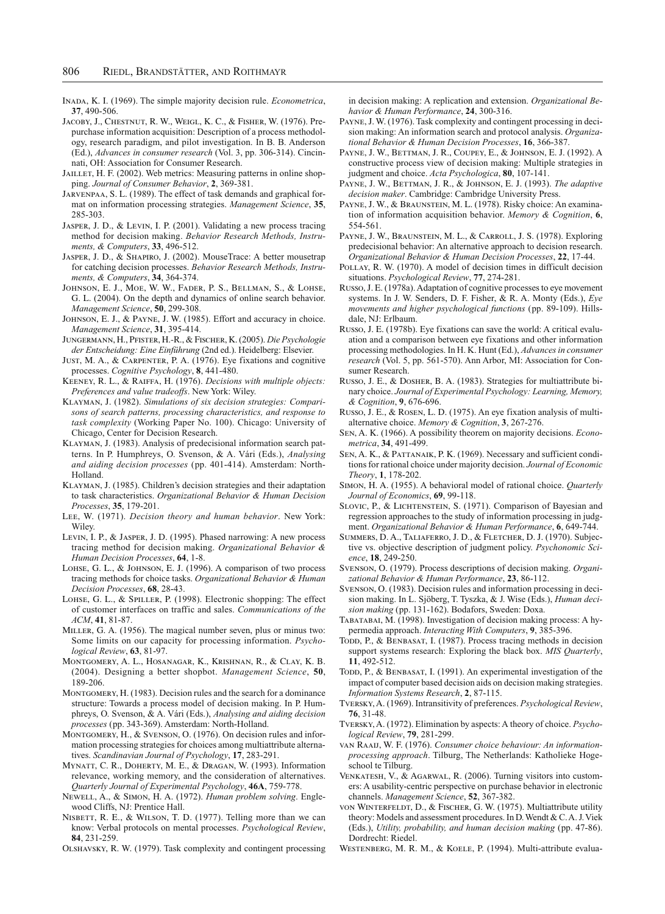Inada, K. I. (1969). The simple majority decision rule. *Econometrica*, **37**, 490-506.

Jacoby, J., Chestnut, R. W., Weigl, K. C., & Fisher, W. (1976). Prepurchase information acquisition: Description of a process methodology, research paradigm, and pilot investigation. In B. B. Anderson (Ed.), *Advances in consumer research* (Vol. 3, pp. 306-314). Cincinnati, OH: Association for Consumer Research.

Jaillet, H. F. (2002). Web metrics: Measuring patterns in online shopping. *Journal of Consumer Behavior*, **2**, 369-381.

Jarvenpaa, S. L. (1989). The effect of task demands and graphical format on information processing strategies. *Management Science*, **35**, 285-303.

Jasper, J. D., & Levin, I. P. (2001). Validating a new process tracing method for decision making. *Behavior Research Methods, Instruments, & Computers*, **33**, 496-512.

Jasper, J. D., & Shapiro, J. (2002). MouseTrace: A better mousetrap for catching decision processes. *Behavior Research Methods, Instruments, & Computers*, **34**, 364-374.

Johnson, E. J., Moe, W. W., Fader, P. S., Bellman, S., & Lohse, G. L. (2004). On the depth and dynamics of online search behavior. *Management Science*, **50**, 299-308.

Johnson, E. J., & Payne, J. W. (1985). Effort and accuracy in choice. *Management Science*, **31**, 395-414.

Jungermann, H., Pfister, H.-R., & Fischer, K. (2005). *Die Psychologie der Entscheidung: Eine Einführung* (2nd ed.). Heidelberg: Elsevier.

Just, M. A., & Carpenter, P. A. (1976). Eye fixations and cognitive processes. *Cognitive Psychology*, **8**, 441-480.

Keeney, R. L., & Raiffa, H. (1976). *Decisions with multiple objects: Preferences and value tradeoffs*. New York: Wiley.

Klayman, J. (1982). *Simulations of six decision strategies: Comparisons of search patterns, processing characteristics, and response to task complexity* (Working Paper No. 100). Chicago: University of Chicago, Center for Decision Research.

Klayman, J. (1983). Analysis of predecisional information search patterns. In P. Humphreys, O. Svenson, & A. Vári (Eds.), *Analysing and aiding decision processes* (pp. 401-414). Amsterdam: North-Holland.

Klayman, J. (1985). Children's decision strategies and their adaptation to task characteristics. *Organizational Behavior & Human Decision Processes*, **35**, 179-201.

Lee, W. (1971). *Decision theory and human behavior*. New York: Wiley.

Levin, I. P., & Jasper, J. D. (1995). Phased narrowing: A new process tracing method for decision making. *Organizational Behavior & Human Decision Processes*, **64**, 1-8.

Lohse, G. L., & Johnson, E. J. (1996). A comparison of two process tracing methods for choice tasks. *Organizational Behavior & Human Decision Processes*, **68**, 28-43.

Lohse, G. L., & Spiller, P. (1998). Electronic shopping: The effect of customer interfaces on traffic and sales. *Communications of the ACM*, **41**, 81-87.

Miller, G. A. (1956). The magical number seven, plus or minus two: Some limits on our capacity for processing information. *Psychological Review*, **63**, 81-97.

Montgomery, A. L., Hosanagar, K., Krishnan, R., & Clay, K. B. (2004). Designing a better shopbot. *Management Science*, **50**, 189-206.

Montgomery, H. (1983). Decision rules and the search for a dominance structure: Towards a process model of decision making. In P. Humphreys, O. Svenson, & A. Vári (Eds.), *Analysing and aiding decision processes* (pp. 343-369). Amsterdam: North-Holland.

Montgomery, H., & Svenson, O. (1976). On decision rules and information processing strategies for choices among multiattribute alternatives. *Scandinavian Journal of Psychology*, **17**, 283-291.

Mynatt, C. R., Doherty, M. E., & Dragan, W. (1993). Information relevance, working memory, and the consideration of alternatives. *Quarterly Journal of Experimental Psychology*, **46A**, 759-778.

Newell, A., & Simon, H. A. (1972). *Human problem solving*. Englewood Cliffs, NJ: Prentice Hall.

Nisbett, R. E., & Wilson, T. D. (1977). Telling more than we can know: Verbal protocols on mental processes. *Psychological Review*, **84**, 231-259.

Olshavsky, R. W. (1979). Task complexity and contingent processing in decision making: A replication and extension. *Organizational Behavior & Human Performance*, **24**, 300-316.

Payne, J. W. (1976). Task complexity and contingent processing in decision making: An information search and protocol analysis. *Organizational Behavior & Human Decision Processes*, **16**, 366-387.

Payne, J. W., Bettman, J. R., Coupey, E., & Johnson, E. J. (1992). A constructive process view of decision making: Multiple strategies in judgment and choice. *Acta Psychologica*, **80**, 107-141.

Payne, J. W., Bettman, J. R., & Johnson, E. J. (1993). *The adaptive decision maker*. Cambridge: Cambridge University Press.

Payne, J. W., & Braunstein, M. L. (1978). Risky choice: An examination of information acquisition behavior. *Memory & Cognition*, **6**, 554-561.

Payne, J. W., Braunstein, M. L., & Carroll, J. S. (1978). Exploring predecisional behavior: An alternative approach to decision research. *Organizational Behavior & Human Decision Processes*, **22**, 17-44.

Pollay, R. W. (1970). A model of decision times in difficult decision situations. *Psychological Review*, **77**, 274-281.

Russo, J. E. (1978a). Adaptation of cognitive processes to eye movement systems. In J. W. Senders, D. F. Fisher, & R. A. Monty (Eds.), *Eye movements and higher psychological functions* (pp. 89-109). Hillsdale, NJ: Erlbaum.

Russo, J. E. (1978b). Eye fixations can save the world: A critical evaluation and a comparison between eye fixations and other information processing methodologies. In H. K. Hunt (Ed.), *Advances in consumer research* (Vol. 5, pp. 561-570). Ann Arbor, MI: Association for Consumer Research.

Russo, J. E., & Dosher, B. A. (1983). Strategies for multiattribute binary choice. *Journal of Experimental Psychology: Learning, Memory, & Cognition*, **9**, 676-696.

Russo, J. E., & Rosen, L. D. (1975). An eye fixation analysis of multialternative choice. *Memory & Cognition*, **3**, 267-276.

Sen, A. K. (1966). A possibility theorem on majority decisions. *Econometrica*, **34**, 491-499.

Sen, A. K., & Pattanaik, P. K. (1969). Necessary and sufficient conditions for rational choice under majority decision. *Journal of Economic Theory*, **1**, 178-202.

Simon, H. A. (1955). A behavioral model of rational choice. *Quarterly Journal of Economics*, **69**, 99-118.

Slovic, P., & Lichtenstein, S. (1971). Comparison of Bayesian and regression approaches to the study of information processing in judgment. *Organizational Behavior & Human Performance*, **6**, 649-744.

Summers, D. A., Taliaferro, J. D., & Fletcher, D. J. (1970). Subjective vs. objective description of judgment policy. *Psychonomic Science*, **18**, 249-250.

Svenson, O. (1979). Process descriptions of decision making. *Organizational Behavior & Human Performance*, **23**, 86-112.

Svenson, O. (1983). Decision rules and information processing in decision making. In L. Sjöberg, T. Tyszka, & J. Wise (Eds.), *Human decision making* (pp. 131-162). Bodafors, Sweden: Doxa.

Tabatabai, M. (1998). Investigation of decision making process: A hypermedia approach. *Interacting With Computers*, **9**, 385-396.

Todd, P., & Benbasat, I. (1987). Process tracing methods in decision support systems research: Exploring the black box. *MIS Quarterly*, **11**, 492-512.

Todd, P., & Benbasat, I. (1991). An experimental investigation of the impact of computer based decision aids on decision making strategies. *Information Systems Research*, **2**, 87-115.

Tversky, A. (1969). Intransitivity of preferences. *Psychological Review*, **76**, 31-48.

Tversky, A. (1972). Elimination by aspects: A theory of choice. *Psychological Review*, **79**, 281-299.

van Raaij, W. F. (1976). *Consumer choice behaviour: An information-processing approach*. Tilburg, The Netherlands: Katholieke Hogeschool te Tilburg.

Venkatesh, V., & Agarwal, R. (2006). Turning visitors into customers: A usability-centric perspective on purchase behavior in electronic channels. *Management Science*, **52**, 367-382.

von Winterfeldt, D., & Fischer, G. W. (1975). Multiattribute utility theory: Models and assessment procedures. In D. Wendt & C. A. J. Viek (Eds.), *Utility, probability, and human decision making* (pp. 47-86). Dordrecht: Riedel.

Westenberg, M. R. M., & Koele, P. (1994). Multi-attribute evalua-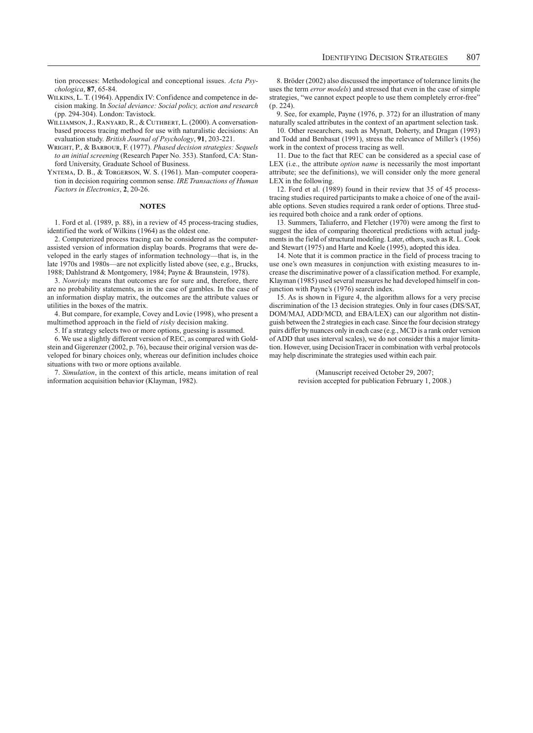tion processes: Methodological and conceptional issues. *Acta Psychologica*, **87**, 65-84.

Wilkins, L. T. (1964). Appendix IV: Confidence and competence in decision making. In *Social deviance: Social policy, action and research* (pp. 294-304). London: Tavistock.

Williamson, J., Ranyard, R., & Cuthbert, L. (2000). A conversation-based process tracing method for use with naturalistic decisions: An evaluation study. *British Journal of Psychology*, **91**, 203-221.

Wright, P., & Barbour, F. (1977). *Phased decision strategies: Sequels to an initial screening* (Research Paper No. 353). Stanford, CA: Stanford University, Graduate School of Business.

Yntema, D. B., & Torgerson, W. S. (1961). Man–computer cooperation in decision requiring common sense. *IRE Transactions of Human Factors in Electronics*, **2**, 20-26.

## NOTES

1. Ford et al. (1989, p. 88), in a review of 45 process-tracing studies, identified the work of Wilkins (1964) as the oldest one.

2. Computerized process tracing can be considered as the computer-assisted version of information display boards. Programs that were developed in the early stages of information technology—that is, in the late 1970s and 1980s—are not explicitly listed above (see, e.g., Brucks, 1988; Dahlstrand & Montgomery, 1984; Payne & Braunstein, 1978).

3. *Nonrisky* means that outcomes are for sure and, therefore, there are no probability statements, as in the case of gambles. In the case of an information display matrix, the outcomes are the attribute values or utilities in the boxes of the matrix.

4. But compare, for example, Covey and Lovie (1998), who present a multimethod approach in the field of *risky* decision making.

5. If a strategy selects two or more options, guessing is assumed.

6. We use a slightly different version of REC, as compared with Goldstein and Gigerenzer (2002, p. 76), because their original version was developed for binary choices only, whereas our definition includes choice situations with two or more options available.

7. *Simulation*, in the context of this article, means imitation of real information acquisition behavior (Klayman, 1982).

8. Bröder (2002) also discussed the importance of tolerance limits (he uses the term *error models*) and stressed that even in the case of simple strategies, "we cannot expect people to use them completely error-free" (p. 224).

9. See, for example, Payne (1976, p. 372) for an illustration of many naturally scaled attributes in the context of an apartment selection task.

10. Other researchers, such as Mynatt, Doherty, and Dragan (1993) and Todd and Benbasat (1991), stress the relevance of Miller's (1956) work in the context of process tracing as well.

11. Due to the fact that REC can be considered as a special case of LEX (i.e., the attribute *option name* is necessarily the most important attribute; see the definitions), we will consider only the more general LEX in the following.

12. Ford et al. (1989) found in their review that 35 of 45 process-tracing studies required participants to make a choice of one of the available options. Seven studies required a rank order of options. Three studies required both choice and a rank order of options.

13. Summers, Taliaferro, and Fletcher (1970) were among the first to suggest the idea of comparing theoretical predictions with actual judgments in the field of structural modeling. Later, others, such as R. L. Cook and Stewart (1975) and Harte and Koele (1995), adopted this idea.

14. Note that it is common practice in the field of process tracing to use one's own measures in conjunction with existing measures to increase the discriminative power of a classification method. For example, Klayman (1985) used several measures he had developed himself in conjunction with Payne's (1976) search index.

15. As is shown in Figure 4, the algorithm allows for a very precise discrimination of the 13 decision strategies. Only in four cases (DIS/SAT, DOM/MAJ, ADD/MCD, and EBA/LEX) can our algorithm not distinguish between the 2 strategies in each case. Since the four decision strategy pairs differ by nuances only in each case (e.g., MCD is a rank order version of ADD that uses interval scales), we do not consider this a major limitation. However, using DecisionTracer in combination with verbal protocols may help discriminate the strategies used within each pair.

(Manuscript received October 29, 2007;
revision accepted for publication February 1, 2008.)